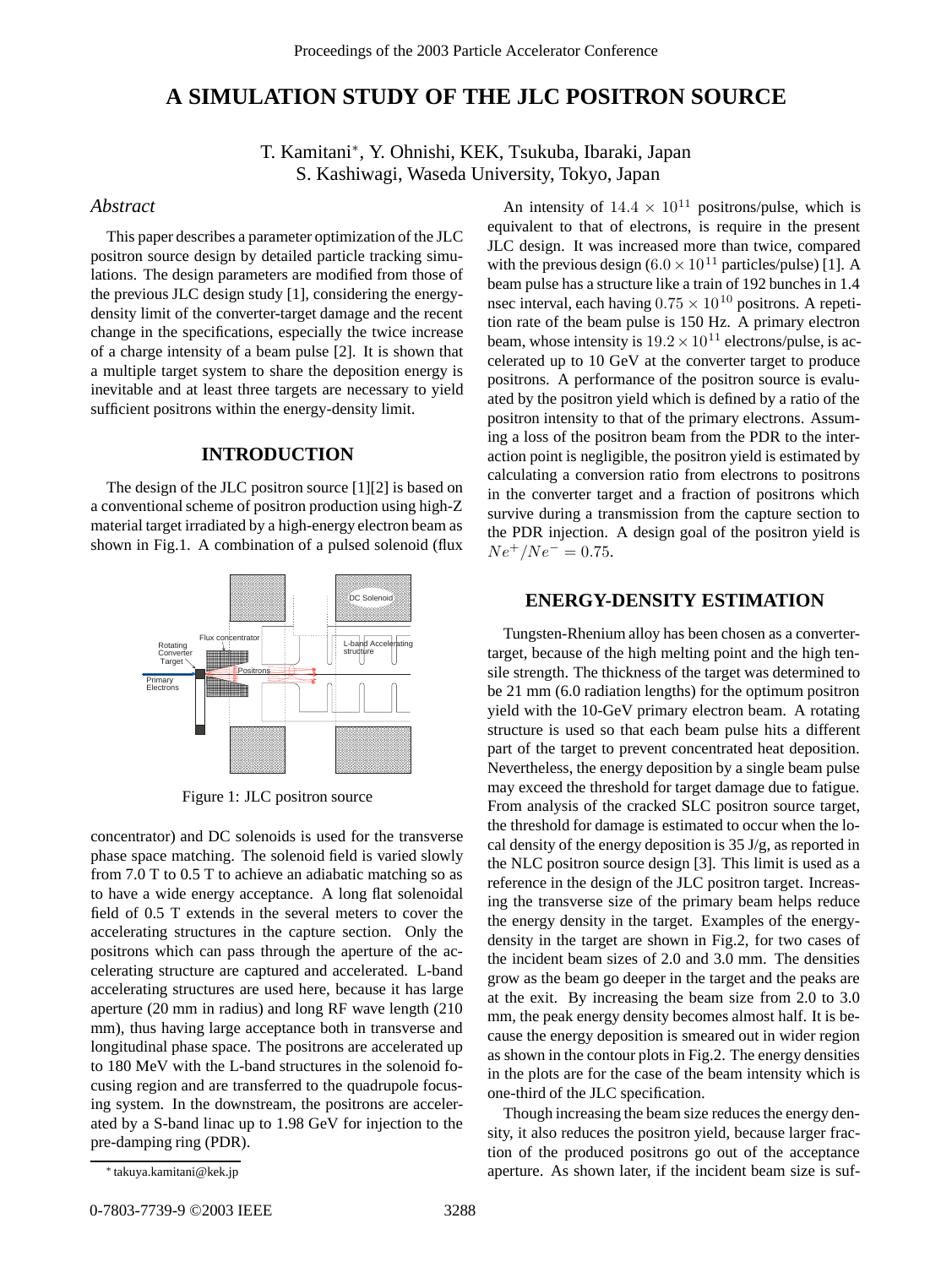// A SIMULATION STUDY OF THE JLC POSITRON SOURCE

T. Kamitani*, Y. Ohnishi, KEK, Tsukuba, Ibaraki, Japan
S. Kashiwagi, Waseda University, Tokyo, Japan

## *Abstract*

This paper describes a parameter optimization of the JLC positron source design by detailed particle tracking simulations. The design parameters are modified from those of the previous JLC design study [1], considering the energy-density limit of the converter-target damage and the recent change in the specifications, especially the twice increase of a charge intensity of a beam pulse [2]. It is shown that a multiple target system to share the deposition energy is inevitable and at least three targets are necessary to yield sufficient positrons within the energy-density limit.

## INTRODUCTION

The design of the JLC positron source [1][2] is based on a conventional scheme of positron production using high-Z material target irradiated by a high-energy electron beam as shown in Fig.1. A combination of a pulsed solenoid (flux concentrator) and DC solenoids is used for the transverse phase space matching. The solenoid field is varied slowly from 7.0 T to 0.5 T to achieve an adiabatic matching so as to have a wide energy acceptance. A long flat solenoidal field of 0.5 T extends in the several meters to cover the accelerating structures in the capture section. Only the positrons which can pass through the aperture of the accelerating structure are captured and accelerated. L-band accelerating structures are used here, because it has large aperture (20 mm in radius) and long RF wave length (210 mm), thus having large acceptance both in transverse and longitudinal phase space. The positrons are accelerated up to 180 MeV with the L-band structures in the solenoid focusing region and are transferred to the quadrupole focusing system. In the downstream, the positrons are accelerated by a S-band linac up to 1.98 GeV for injection to the pre-damping ring (PDR).

Figure 1: JLC positron source

An intensity of $14.4 \times 10^{11}$ positrons/pulse, which is equivalent to that of electrons, is require in the present JLC design. It was increased more than twice, compared with the previous design ($6.0 \times 10^{11}$ particles/pulse) [1]. A beam pulse has a structure like a train of 192 bunches in 1.4 nsec interval, each having $0.75 \times 10^{10}$ positrons. A repetition rate of the beam pulse is 150 Hz. A primary electron beam, whose intensity is $19.2 \times 10^{11}$ electrons/pulse, is accelerated up to 10 GeV at the converter target to produce positrons. A performance of the positron source is evaluated by the positron yield which is defined by a ratio of the positron intensity to that of the primary electrons. Assuming a loss of the positron beam from the PDR to the interaction point is negligible, the positron yield is estimated by calculating a conversion ratio from electrons to positrons in the converter target and a fraction of positrons which survive during a transmission from the capture section to the PDR injection. A design goal of the positron yield is $Ne^+/Ne^- = 0.75$.

## ENERGY-DENSITY ESTIMATION

Tungsten-Rhenium alloy has been chosen as a converter-target, because of the high melting point and the high tensile strength. The thickness of the target was determined to be 21 mm (6.0 radiation lengths) for the optimum positron yield with the 10-GeV primary electron beam. A rotating structure is used so that each beam pulse hits a different part of the target to prevent concentrated heat deposition. Nevertheless, the energy deposition by a single beam pulse may exceed the threshold for target damage due to fatigue. From analysis of the cracked SLC positron source target, the threshold for damage is estimated to occur when the local density of the energy deposition is 35 J/g, as reported in the NLC positron source design [3]. This limit is used as a reference in the design of the JLC positron target. Increasing the transverse size of the primary beam helps reduce the energy density in the target. Examples of the energy-density in the target are shown in Fig.2, for two cases of the incident beam sizes of 2.0 and 3.0 mm. The densities grow as the beam go deeper in the target and the peaks are at the exit. By increasing the beam size from 2.0 to 3.0 mm, the peak energy density becomes almost half. It is because the energy deposition is smeared out in wider region as shown in the contour plots in Fig.2. The energy densities in the plots are for the case of the beam intensity which is one-third of the JLC specification.

Though increasing the beam size reduces the energy density, it also reduces the positron yield, because larger fraction of the produced positrons go out of the acceptance aperture. As shown later, if the incident beam size is suf-

*takuya.kamitani@kek.jp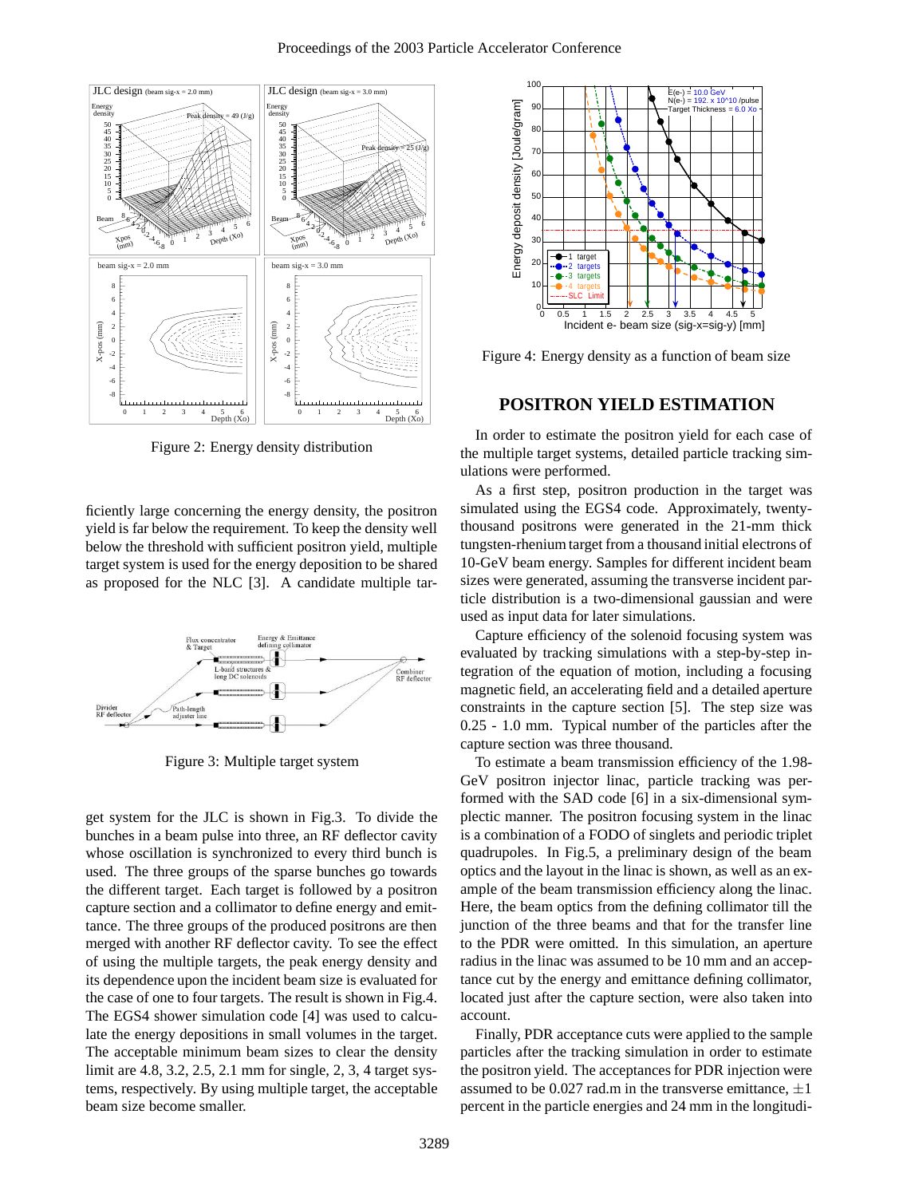Figure 2: Energy density distribution

ficiently large concerning the energy density, the positron yield is far below the requirement. To keep the density well below the threshold with sufficient positron yield, multiple target system is used for the energy deposition to be shared as proposed for the NLC [3]. A candidate multiple target system for the JLC is shown in Fig.3. To divide the bunches in a beam pulse into three, an RF deflector cavity whose oscillation is synchronized to every third bunch is used. The three groups of the sparse bunches go towards the different target. Each target is followed by a positron capture section and a collimator to define energy and emittance. The three groups of the produced positrons are then merged with another RF deflector cavity. To see the effect of using the multiple targets, the peak energy density and its dependence upon the incident beam size is evaluated for the case of one to four targets. The result is shown in Fig.4. The EGS4 shower simulation code [4] was used to calculate the energy depositions in small volumes in the target. The acceptable minimum beam sizes to clear the density limit are 4.8, 3.2, 2.5, 2.1 mm for single, 2, 3, 4 target systems, respectively. By using multiple target, the acceptable beam size become smaller.

Figure 3: Multiple target system

Figure 4: Energy density as a function of beam size

## POSITRON YIELD ESTIMATION

In order to estimate the positron yield for each case of the multiple target systems, detailed particle tracking simulations were performed.

As a first step, positron production in the target was simulated using the EGS4 code. Approximately, twenty-thousand positrons were generated in the 21-mm thick tungsten-rhenium target from a thousand initial electrons of 10-GeV beam energy. Samples for different incident beam sizes were generated, assuming the transverse incident particle distribution is a two-dimensional gaussian and were used as input data for later simulations.

Capture efficiency of the solenoid focusing system was evaluated by tracking simulations with a step-by-step integration of the equation of motion, including a focusing magnetic field, an accelerating field and a detailed aperture constraints in the capture section [5]. The step size was 0.25 - 1.0 mm. Typical number of the particles after the capture section was three thousand.

To estimate a beam transmission efficiency of the 1.98-GeV positron injector linac, particle tracking was performed with the SAD code [6] in a six-dimensional symplectic manner. The positron focusing system in the linac is a combination of a FODO of singlets and periodic triplet quadrupoles. In Fig.5, a preliminary design of the beam optics and the layout in the linac is shown, as well as an example of the beam transmission efficiency along the linac. Here, the beam optics from the defining collimator till the junction of the three beams and that for the transfer line to the PDR were omitted. In this simulation, an aperture radius in the linac was assumed to be 10 mm and an acceptance cut by the energy and emittance defining collimator, located just after the capture section, were also taken into account.

Finally, PDR acceptance cuts were applied to the sample particles after the tracking simulation in order to estimate the positron yield. The acceptances for PDR injection were assumed to be 0.027 rad.m in the transverse emittance, $\pm 1$ percent in the particle energies and 24 mm in the longitudi-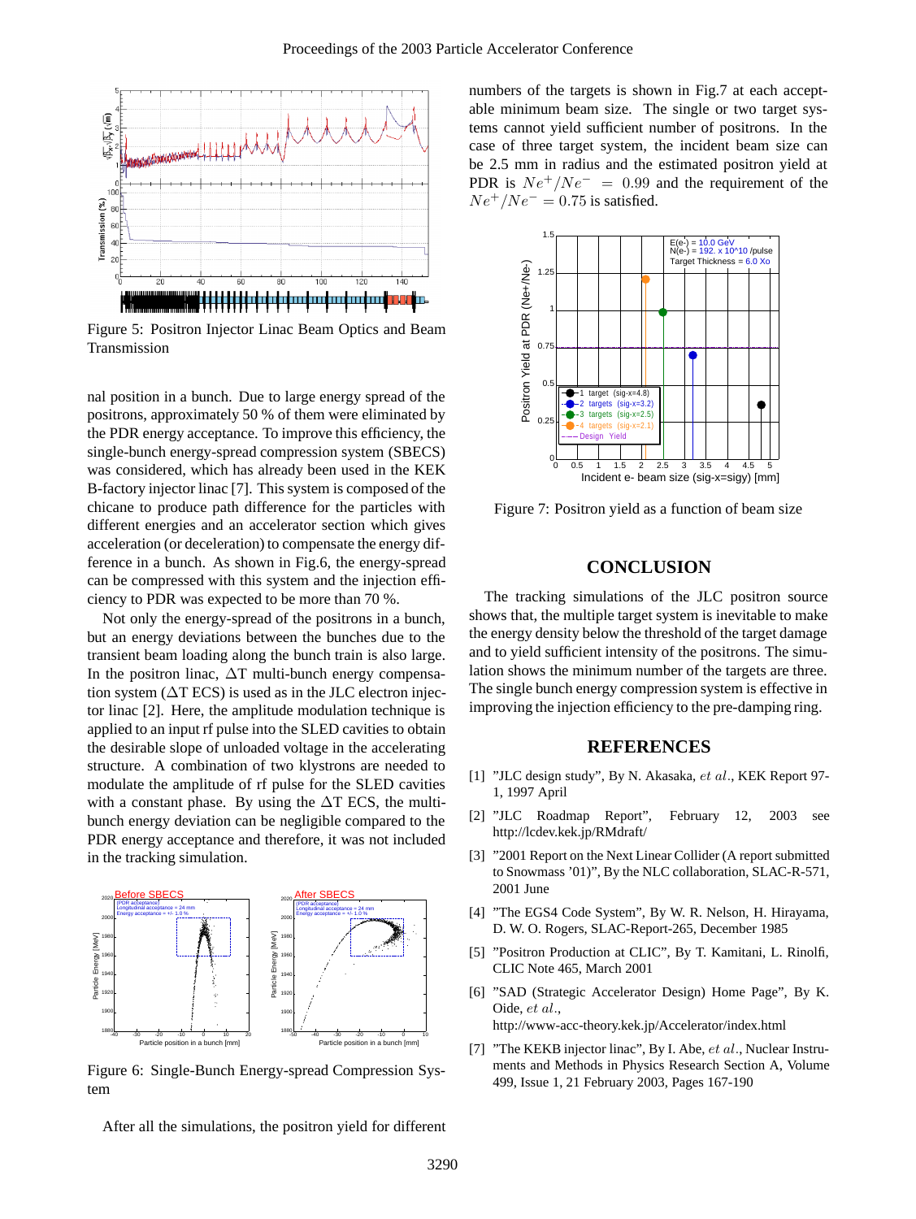Figure 5: Positron Injector Linac Beam Optics and Beam Transmission

nal position in a bunch. Due to large energy spread of the positrons, approximately 50 % of them were eliminated by the PDR energy acceptance. To improve this efficiency, the single-bunch energy-spread compression system (SBECS) was considered, which has already been used in the KEK B-factory injector linac [7]. This system is composed of the chicane to produce path difference for the particles with different energies and an accelerator section which gives acceleration (or deceleration) to compensate the energy difference in a bunch. As shown in Fig.6, the energy-spread can be compressed with this system and the injection efficiency to PDR was expected to be more than 70 %.

Not only the energy-spread of the positrons in a bunch, but an energy deviations between the bunches due to the transient beam loading along the bunch train is also large. In the positron linac, $\Delta$T multi-bunch energy compensation system ($\Delta$T ECS) is used as in the JLC electron injector linac [2]. Here, the amplitude modulation technique is applied to an input rf pulse into the SLED cavities to obtain the desirable slope of unloaded voltage in the accelerating structure. A combination of two klystrons are needed to modulate the amplitude of rf pulse for the SLED cavities with a constant phase. By using the $\Delta$T ECS, the multi-bunch energy deviation can be negligible compared to the PDR energy acceptance and therefore, it was not included in the tracking simulation.

Figure 6: Single-Bunch Energy-spread Compression System

After all the simulations, the positron yield for different numbers of the targets is shown in Fig.7 at each acceptable minimum beam size. The single or two target systems cannot yield sufficient number of positrons. In the case of three target system, the incident beam size can be 2.5 mm in radius and the estimated positron yield at PDR is $Ne^+/Ne^- = 0.99$ and the requirement of the $Ne^+/Ne^- = 0.75$ is satisfied.

Figure 7: Positron yield as a function of beam size

## CONCLUSION

The tracking simulations of the JLC positron source shows that, the multiple target system is inevitable to make the energy density below the threshold of the target damage and to yield sufficient intensity of the positrons. The simulation shows the minimum number of the targets are three. The single bunch energy compression system is effective in improving the injection efficiency to the pre-damping ring.

## REFERENCES

[1] "JLC design study", By N. Akasaka, *et al.*, KEK Report 97-1, 1997 April

[2] "JLC Roadmap Report", February 12, 2003 see http://lcdev.kek.jp/RMdraft/

[3] "2001 Report on the Next Linear Collider (A report submitted to Snowmass '01)", By the NLC collaboration, SLAC-R-571, 2001 June

[4] "The EGS4 Code System", By W. R. Nelson, H. Hirayama, D. W. O. Rogers, SLAC-Report-265, December 1985

[5] "Positron Production at CLIC", By T. Kamitani, L. Rinolfi, CLIC Note 465, March 2001

[6] "SAD (Strategic Accelerator Design) Home Page", By K. Oide, *et al.*, http://www-acc-theory.kek.jp/Accelerator/index.html

[7] "The KEKB injector linac", By I. Abe, *et al.*, Nuclear Instruments and Methods in Physics Research Section A, Volume 499, Issue 1, 21 February 2003, Pages 167-190